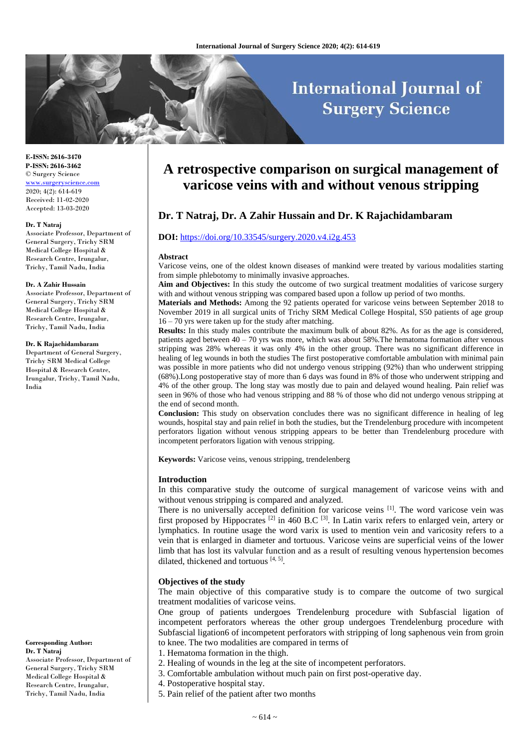# A retrospective comparison on surgical management of varicose veins with and without venous stripping

## Dr. T Natraj, Dr. A Zahir Hussain and Dr. K Rajachidambaram

**DOI:** https://doi.org/10.33545/surgery.2020.v4.i2g.453

E-ISSN: 2616-3470
P-ISSN: 2616-3462
© Surgery Science
www.surgeryscience.com
2020; 4(2): 614-619
Received: 11-02-2020
Accepted: 13-03-2020

**Dr. T Natraj**
Associate Professor, Department of General Surgery, Trichy SRM Medical College Hospital & Research Centre, Irungalur, Trichy, Tamil Nadu, India

**Dr. A Zahir Hussain**
Associate Professor, Department of General Surgery, Trichy SRM Medical College Hospital & Research Centre, Irungalur, Trichy, Tamil Nadu, India

**Dr. K Rajachidambaram**
Department of General Surgery, Trichy SRM Medical College Hospital & Research Centre, Irungalur, Trichy, Tamil Nadu, India

**Corresponding Author:**
**Dr. T Natraj**
Associate Professor, Department of General Surgery, Trichy SRM Medical College Hospital & Research Centre, Irungalur, Trichy, Tamil Nadu, India

### Abstract

Varicose veins, one of the oldest known diseases of mankind were treated by various modalities starting from simple phlebotomy to minimally invasive approaches.

**Aim and Objectives:** In this study the outcome of two surgical treatment modalities of varicose surgery with and without venous stripping was compared based upon a follow up period of two months.

**Materials and Methods:** Among the 92 patients operated for varicose veins between September 2018 to November 2019 in all surgical units of Trichy SRM Medical College Hospital, S50 patients of age group 16 – 70 yrs were taken up for the study after matching.

**Results:** In this study males contribute the maximum bulk of about 82%. As for as the age is considered, patients aged between 40 – 70 yrs was more, which was about 58%.The hematoma formation after venous stripping was 28% whereas it was only 4% in the other group. There was no significant difference in healing of leg wounds in both the studies The first postoperative comfortable ambulation with minimal pain was possible in more patients who did not undergo venous stripping (92%) than who underwent stripping (68%).Long postoperative stay of more than 6 days was found in 8% of those who underwent stripping and 4% of the other group. The long stay was mostly due to pain and delayed wound healing. Pain relief was seen in 96% of those who had venous stripping and 88 % of those who did not undergo venous stripping at the end of second month.

**Conclusion:** This study on observation concludes there was no significant difference in healing of leg wounds, hospital stay and pain relief in both the studies, but the Trendelenburg procedure with incompetent perforators ligation without venous stripping appears to be better than Trendelenburg procedure with incompetent perforators ligation with venous stripping.

**Keywords:** Varicose veins, venous stripping, trendelenberg

### Introduction

In this comparative study the outcome of surgical management of varicose veins with and without venous stripping is compared and analyzed.

There is no universally accepted definition for varicose veins [1]. The word varicose vein was first proposed by Hippocrates [2] in 460 B.C [3]. In Latin varix refers to enlarged vein, artery or lymphatics. In routine usage the word varix is used to mention vein and varicosity refers to a vein that is enlarged in diameter and tortuous. Varicose veins are superficial veins of the lower limb that has lost its valvular function and as a result of resulting venous hypertension becomes dilated, thickened and tortuous [4, 5].

### Objectives of the study

The main objective of this comparative study is to compare the outcome of two surgical treatment modalities of varicose veins.

One group of patients undergoes Trendelenburg procedure with Subfascial ligation of incompetent perforators whereas the other group undergoes Trendelenburg procedure with Subfascial ligation6 of incompetent perforators with stripping of long saphenous vein from groin to knee. The two modalities are compared in terms of

1. Hematoma formation in the thigh.
2. Healing of wounds in the leg at the site of incompetent perforators.
3. Comfortable ambulation without much pain on first post-operative day.
4. Postoperative hospital stay.
5. Pain relief of the patient after two months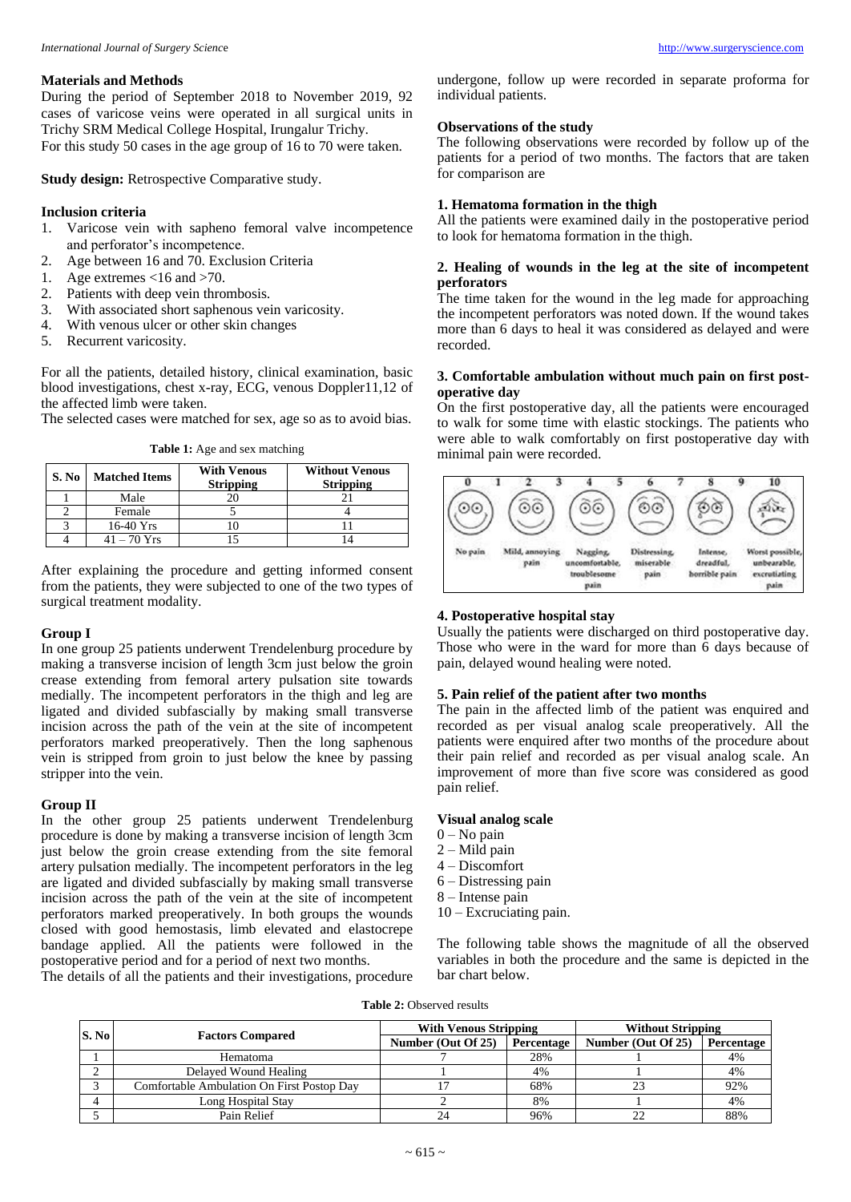## Materials and Methods

During the period of September 2018 to November 2019, 92 cases of varicose veins were operated in all surgical units in Trichy SRM Medical College Hospital, Irungalur Trichy.
For this study 50 cases in the age group of 16 to 70 were taken.

**Study design:** Retrospective Comparative study.

### Inclusion criteria

1. Varicose vein with sapheno femoral valve incompetence and perforator's incompetence.
2. Age between 16 and 70. Exclusion Criteria
1. Age extremes <16 and >70.
2. Patients with deep vein thrombosis.
3. With associated short saphenous vein varicosity.
4. With venous ulcer or other skin changes
5. Recurrent varicosity.

For all the patients, detailed history, clinical examination, basic blood investigations, chest x-ray, ECG, venous Doppler11,12 of the affected limb were taken.
The selected cases were matched for sex, age so as to avoid bias.

**Table 1:** Age and sex matching

| S. No | Matched Items | With Venous Stripping | Without Venous Stripping |
|---|---|---|---|
| 1 | Male | 20 | 21 |
| 2 | Female | 5 | 4 |
| 3 | 16-40 Yrs | 10 | 11 |
| 4 | 41 – 70 Yrs | 15 | 14 |

After explaining the procedure and getting informed consent from the patients, they were subjected to one of the two types of surgical treatment modality.

### Group I

In one group 25 patients underwent Trendelenburg procedure by making a transverse incision of length 3cm just below the groin crease extending from femoral artery pulsation site towards medially. The incompetent perforators in the thigh and leg are ligated and divided subfascially by making small transverse incision across the path of the vein at the site of incompetent perforators marked preoperatively. Then the long saphenous vein is stripped from groin to just below the knee by passing stripper into the vein.

### Group II

In the other group 25 patients underwent Trendelenburg procedure is done by making a transverse incision of length 3cm just below the groin crease extending from the site femoral artery pulsation medially. The incompetent perforators in the leg are ligated and divided subfascially by making small transverse incision across the path of the vein at the site of incompetent perforators marked preoperatively. In both groups the wounds closed with good hemostasis, limb elevated and elastocrepe bandage applied. All the patients were followed in the postoperative period and for a period of next two months.
The details of all the patients and their investigations, procedure undergone, follow up were recorded in separate proforma for individual patients.

### Observations of the study

The following observations were recorded by follow up of the patients for a period of two months. The factors that are taken for comparison are

### 1. Hematoma formation in the thigh

All the patients were examined daily in the postoperative period to look for hematoma formation in the thigh.

### 2. Healing of wounds in the leg at the site of incompetent perforators

The time taken for the wound in the leg made for approaching the incompetent perforators was noted down. If the wound takes more than 6 days to heal it was considered as delayed and were recorded.

### 3. Comfortable ambulation without much pain on first post-operative day

On the first postoperative day, all the patients were encouraged to walk for some time with elastic stockings. The patients who were able to walk comfortably on first postoperative day with minimal pain were recorded.

| 0 | 2 | 4 | 6 | 8 | 10 |
|---|---|---|---|---|---|
| No pain | Mild, annoying pain | Nagging, uncomfortable, troublesome pain | Distressing, miserable pain | Intense, dreadful, horrible pain | Worst possible, unbearable, excruciating pain |

### 4. Postoperative hospital stay

Usually the patients were discharged on third postoperative day. Those who were in the ward for more than 6 days because of pain, delayed wound healing were noted.

### 5. Pain relief of the patient after two months

The pain in the affected limb of the patient was enquired and recorded as per visual analog scale preoperatively. All the patients were enquired after two months of the procedure about their pain relief and recorded as per visual analog scale. An improvement of more than five score was considered as good pain relief.

### Visual analog scale

0 – No pain
2 – Mild pain
4 – Discomfort
6 – Distressing pain
8 – Intense pain
10 – Excruciating pain.

The following table shows the magnitude of all the observed variables in both the procedure and the same is depicted in the bar chart below.

**Table 2:** Observed results

| S. No | Factors Compared | With Venous Stripping | | Without Stripping | |
|---|---|---|---|---|---|
| | | Number (Out Of 25) | Percentage | Number (Out Of 25) | Percentage |
| 1 | Hematoma | 7 | 28% | 1 | 4% |
| 2 | Delayed Wound Healing | 1 | 4% | 1 | 4% |
| 3 | Comfortable Ambulation On First Postop Day | 17 | 68% | 23 | 92% |
| 4 | Long Hospital Stay | 2 | 8% | 1 | 4% |
| 5 | Pain Relief | 24 | 96% | 22 | 88% |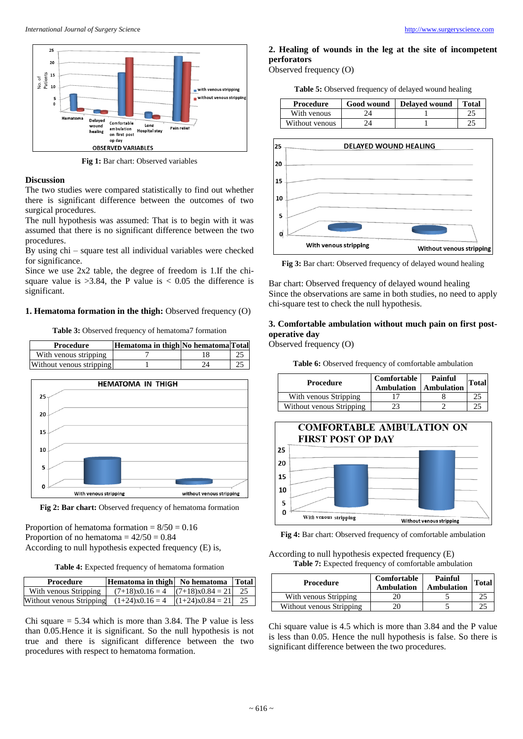Fig 1: Bar chart: Observed variables

## Discussion

The two studies were compared statistically to find out whether there is significant difference between the outcomes of two surgical procedures.

The null hypothesis was assumed: That is to begin with it was assumed that there is no significant difference between the two procedures.

By using chi – square test all individual variables were checked for significance.

Since we use 2x2 table, the degree of freedom is 1.If the chi-square value is >3.84, the P value is < 0.05 the difference is significant.

**1. Hematoma formation in the thigh:** Observed frequency (O)

**Table 3:** Observed frequency of hematoma7 formation

| Procedure | Hematoma in thigh | No hematoma | Total |
|---|---|---|---|
| With venous stripping | 7 | 18 | 25 |
| Without venous stripping | 1 | 24 | 25 |

**Fig 2: Bar chart:** Observed frequency of hematoma formation

Proportion of hematoma formation = 8/50 = 0.16
Proportion of no hematoma = 42/50 = 0.84
According to null hypothesis expected frequency (E) is,

**Table 4:** Expected frequency of hematoma formation

| Procedure | Hematoma in thigh | No hematoma | Total |
|---|---|---|---|
| With venous Stripping | (7+18)x0.16 = 4 | (7+18)x0.84 = 21 | 25 |
| Without venous Stripping | (1+24)x0.16 = 4 | (1+24)x0.84 = 21 | 25 |

Chi square = 5.34 which is more than 3.84. The P value is less than 0.05.Hence it is significant. So the null hypothesis is not true and there is significant difference between the two procedures with respect to hematoma formation.

**2. Healing of wounds in the leg at the site of incompetent perforators**

Observed frequency (O)

**Table 5:** Observed frequency of delayed wound healing

| Procedure | Good wound | Delayed wound | Total |
|---|---|---|---|
| With venous | 24 | 1 | 25 |
| Without venous | 24 | 1 | 25 |

**Fig 3:** Bar chart: Observed frequency of delayed wound healing

Bar chart: Observed frequency of delayed wound healing
Since the observations are same in both studies, no need to apply chi-square test to check the null hypothesis.

**3. Comfortable ambulation without much pain on first post-operative day**

Observed frequency (O)

**Table 6:** Observed frequency of comfortable ambulation

| Procedure | Comfortable Ambulation | Painful Ambulation | Total |
|---|---|---|---|
| With venous Stripping | 17 | 8 | 25 |
| Without venous Stripping | 23 | 2 | 25 |

**Fig 4:** Bar chart: Observed frequency of comfortable ambulation

According to null hypothesis expected frequency (E)

**Table 7:** Expected frequency of comfortable ambulation

| Procedure | Comfortable Ambulation | Painful Ambulation | Total |
|---|---|---|---|
| With venous Stripping | 20 | 5 | 25 |
| Without venous Stripping | 20 | 5 | 25 |

Chi square value is 4.5 which is more than 3.84 and the P value is less than 0.05. Hence the null hypothesis is false. So there is significant difference between the two procedures.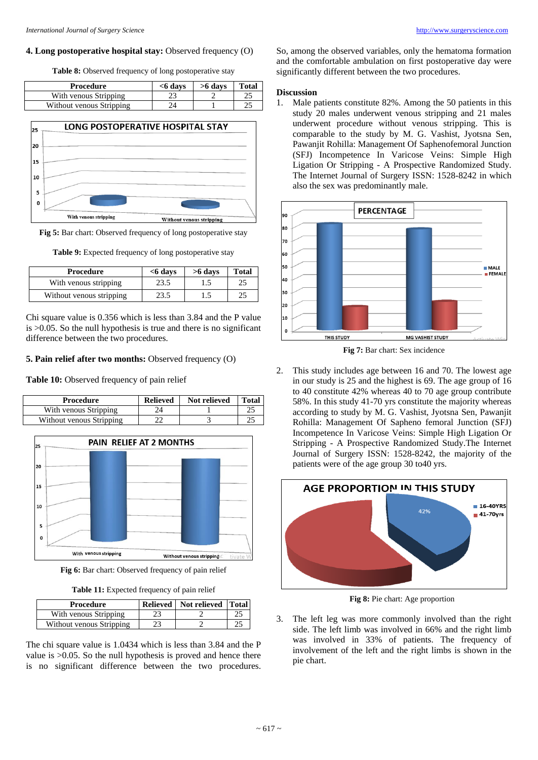**4. Long postoperative hospital stay:** Observed frequency (O)

**Table 8:** Observed frequency of long postoperative stay

| Procedure | <6 days | >6 days | Total |
|---|---|---|---|
| With venous Stripping | 23 | 2 | 25 |
| Without venous Stripping | 24 | 1 | 25 |

**Fig 5:** Bar chart: Observed frequency of long postoperative stay

**Table 9:** Expected frequency of long postoperative stay

| Procedure | <6 days | >6 days | Total |
|---|---|---|---|
| With venous stripping | 23.5 | 1.5 | 25 |
| Without venous stripping | 23.5 | 1.5 | 25 |

Chi square value is 0.356 which is less than 3.84 and the P value is >0.05. So the null hypothesis is true and there is no significant difference between the two procedures.

**5. Pain relief after two months:** Observed frequency (O)

**Table 10:** Observed frequency of pain relief

| Procedure | Relieved | Not relieved | Total |
|---|---|---|---|
| With venous Stripping | 24 | 1 | 25 |
| Without venous Stripping | 22 | 3 | 25 |

**Fig 6:** Bar chart: Observed frequency of pain relief

**Table 11:** Expected frequency of pain relief

| Procedure | Relieved | Not relieved | Total |
|---|---|---|---|
| With venous Stripping | 23 | 2 | 25 |
| Without venous Stripping | 23 | 2 | 25 |

The chi square value is 1.0434 which is less than 3.84 and the P value is >0.05. So the null hypothesis is proved and hence there is no significant difference between the two procedures.

So, among the observed variables, only the hematoma formation and the comfortable ambulation on first postoperative day were significantly different between the two procedures.

## Discussion

1. Male patients constitute 82%. Among the 50 patients in this study 20 males underwent venous stripping and 21 males underwent procedure without venous stripping. This is comparable to the study by M. G. Vashist, Jyotsna Sen, Pawanjit Rohilla: Management Of Saphenofemoral Junction (SFJ) Incompetence In Varicose Veins: Simple High Ligation Or Stripping - A Prospective Randomized Study. The Internet Journal of Surgery ISSN: 1528-8242 in which also the sex was predominantly male.

**Fig 7:** Bar chart: Sex incidence

2. This study includes age between 16 and 70. The lowest age in our study is 25 and the highest is 69. The age group of 16 to 40 constitute 42% whereas 40 to 70 age group contribute 58%. In this study 41-70 yrs constitute the majority whereas according to study by M. G. Vashist, Jyotsna Sen, Pawanjit Rohilla: Management Of Sapheno femoral Junction (SFJ) Incompetence In Varicose Veins: Simple High Ligation Or Stripping - A Prospective Randomized Study.The Internet Journal of Surgery ISSN: 1528-8242, the majority of the patients were of the age group 30 to40 yrs.

**Fig 8:** Pie chart: Age proportion

3. The left leg was more commonly involved than the right side. The left limb was involved in 66% and the right limb was involved in 33% of patients. The frequency of involvement of the left and the right limbs is shown in the pie chart.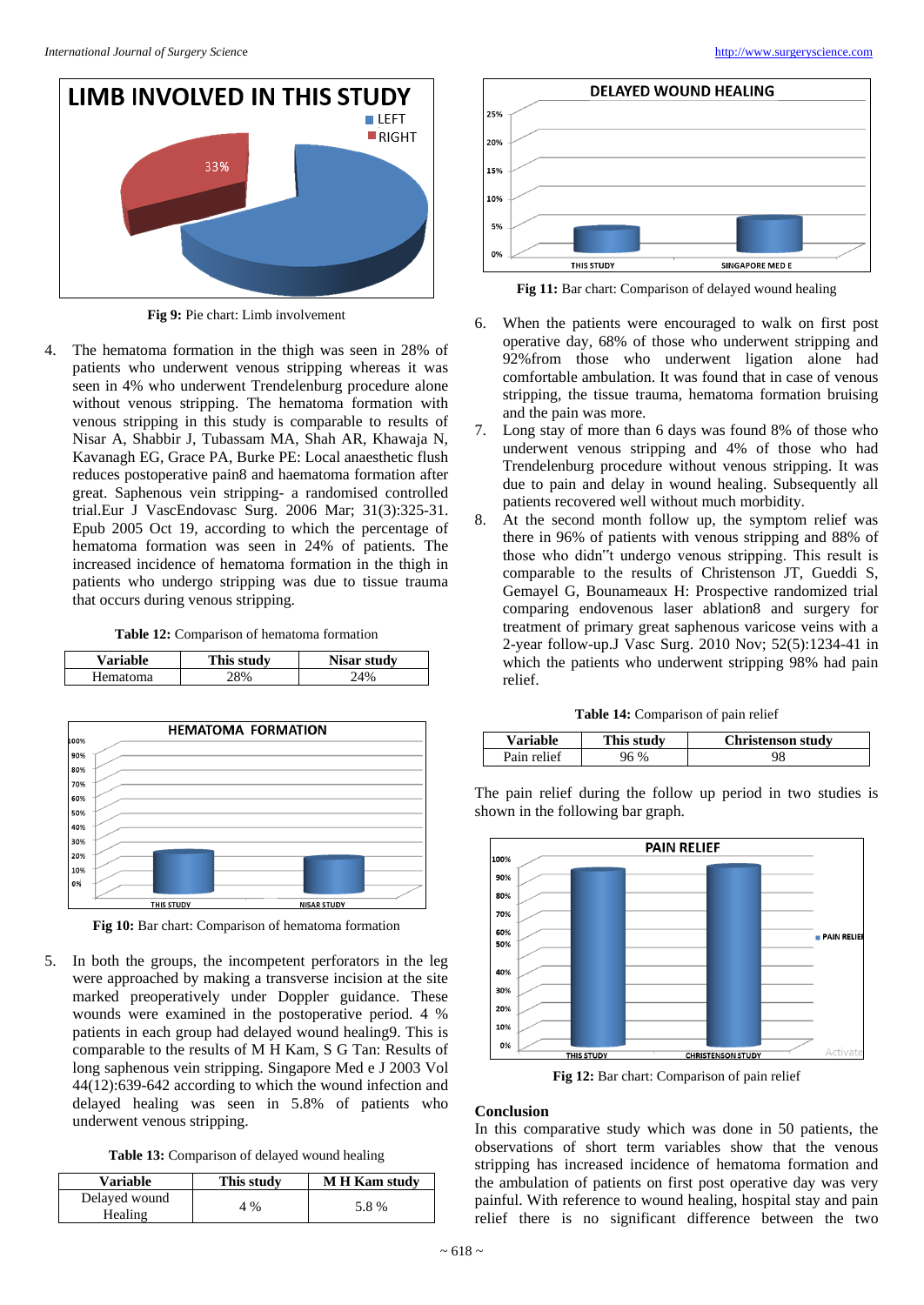Fig 9: Pie chart: Limb involvement

4. The hematoma formation in the thigh was seen in 28% of patients who underwent venous stripping whereas it was seen in 4% who underwent Trendelenburg procedure alone without venous stripping. The hematoma formation with venous stripping in this study is comparable to results of Nisar A, Shabbir J, Tubassam MA, Shah AR, Khawaja N, Kavanagh EG, Grace PA, Burke PE: Local anaesthetic flush reduces postoperative pain8 and haematoma formation after great. Saphenous vein stripping- a randomised controlled trial.Eur J VascEndovasc Surg. 2006 Mar; 31(3):325-31. Epub 2005 Oct 19, according to which the percentage of hematoma formation was seen in 24% of patients. The increased incidence of hematoma formation in the thigh in patients who undergo stripping was due to tissue trauma that occurs during venous stripping.

**Table 12:** Comparison of hematoma formation

| Variable | This study | Nisar study |
|---|---|---|
| Hematoma | 28% | 24% |

**Fig 10:** Bar chart: Comparison of hematoma formation

5. In both the groups, the incompetent perforators in the leg were approached by making a transverse incision at the site marked preoperatively under Doppler guidance. These wounds were examined in the postoperative period. 4 % patients in each group had delayed wound healing9. This is comparable to the results of M H Kam, S G Tan: Results of long saphenous vein stripping. Singapore Med e J 2003 Vol 44(12):639-642 according to which the wound infection and delayed healing was seen in 5.8% of patients who underwent venous stripping.

**Table 13:** Comparison of delayed wound healing

| Variable | This study | M H Kam study |
|---|---|---|
| Delayed wound Healing | 4 % | 5.8 % |

**Fig 11:** Bar chart: Comparison of delayed wound healing

6. When the patients were encouraged to walk on first post operative day, 68% of those who underwent stripping and 92%from those who underwent ligation alone had comfortable ambulation. It was found that in case of venous stripping, the tissue trauma, hematoma formation bruising and the pain was more.
7. Long stay of more than 6 days was found 8% of those who underwent venous stripping and 4% of those who had Trendelenburg procedure without venous stripping. It was due to pain and delay in wound healing. Subsequently all patients recovered well without much morbidity.
8. At the second month follow up, the symptom relief was there in 96% of patients with venous stripping and 88% of those who didn"t undergo venous stripping. This result is comparable to the results of Christenson JT, Gueddi S, Gemayel G, Bounameaux H: Prospective randomized trial comparing endovenous laser ablation8 and surgery for treatment of primary great saphenous varicose veins with a 2-year follow-up.J Vasc Surg. 2010 Nov; 52(5):1234-41 in which the patients who underwent stripping 98% had pain relief.

**Table 14:** Comparison of pain relief

| Variable | This study | Christenson study |
|---|---|---|
| Pain relief | 96 % | 98 |

The pain relief during the follow up period in two studies is shown in the following bar graph.

**Fig 12:** Bar chart: Comparison of pain relief

## Conclusion

In this comparative study which was done in 50 patients, the observations of short term variables show that the venous stripping has increased incidence of hematoma formation and the ambulation of patients on first post operative day was very painful. With reference to wound healing, hospital stay and pain relief there is no significant difference between the two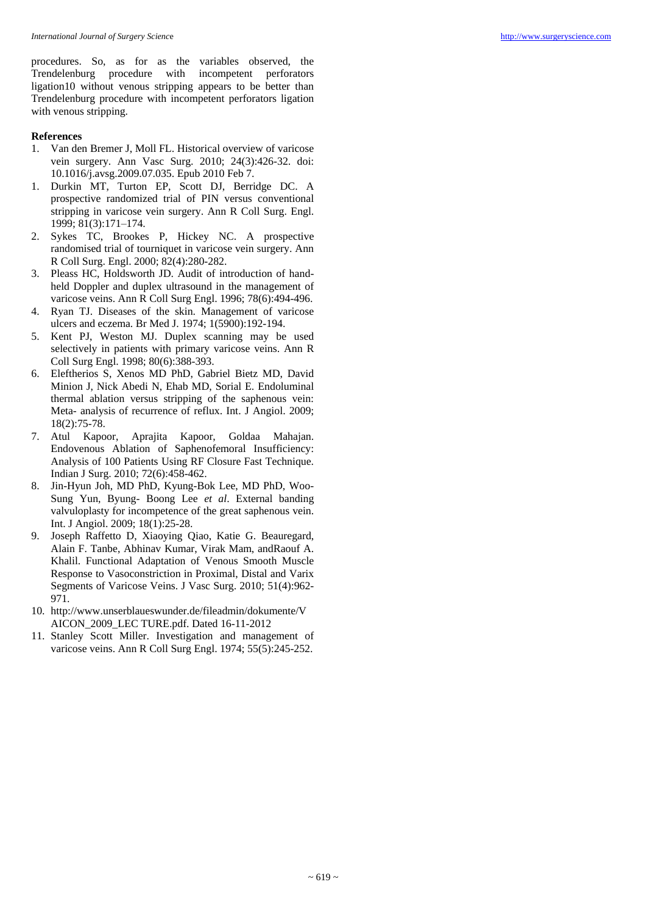procedures. So, as for as the variables observed, the Trendelenburg procedure with incompetent perforators ligation10 without venous stripping appears to be better than Trendelenburg procedure with incompetent perforators ligation with venous stripping.

**References**

1. Van den Bremer J, Moll FL. Historical overview of varicose vein surgery. Ann Vasc Surg. 2010; 24(3):426-32. doi: 10.1016/j.avsg.2009.07.035. Epub 2010 Feb 7.
1. Durkin MT, Turton EP, Scott DJ, Berridge DC. A prospective randomized trial of PIN versus conventional stripping in varicose vein surgery. Ann R Coll Surg. Engl. 1999; 81(3):171–174.
2. Sykes TC, Brookes P, Hickey NC. A prospective randomised trial of tourniquet in varicose vein surgery. Ann R Coll Surg. Engl. 2000; 82(4):280-282.
3. Pleass HC, Holdsworth JD. Audit of introduction of hand-held Doppler and duplex ultrasound in the management of varicose veins. Ann R Coll Surg Engl. 1996; 78(6):494-496.
4. Ryan TJ. Diseases of the skin. Management of varicose ulcers and eczema. Br Med J. 1974; 1(5900):192-194.
5. Kent PJ, Weston MJ. Duplex scanning may be used selectively in patients with primary varicose veins. Ann R Coll Surg Engl. 1998; 80(6):388-393.
6. Eleftherios S, Xenos MD PhD, Gabriel Bietz MD, David Minion J, Nick Abedi N, Ehab MD, Sorial E. Endoluminal thermal ablation versus stripping of the saphenous vein: Meta- analysis of recurrence of reflux. Int. J Angiol. 2009; 18(2):75-78.
7. Atul Kapoor, Aprajita Kapoor, Goldaa Mahajan. Endovenous Ablation of Saphenofemoral Insufficiency: Analysis of 100 Patients Using RF Closure Fast Technique. Indian J Surg. 2010; 72(6):458-462.
8. Jin-Hyun Joh, MD PhD, Kyung-Bok Lee, MD PhD, Woo-Sung Yun, Byung- Boong Lee *et al*. External banding valvuloplasty for incompetence of the great saphenous vein. Int. J Angiol. 2009; 18(1):25-28.
9. Joseph Raffetto D, Xiaoying Qiao, Katie G. Beauregard, Alain F. Tanbe, Abhinav Kumar, Virak Mam, andRaouf A. Khalil. Functional Adaptation of Venous Smooth Muscle Response to Vasoconstriction in Proximal, Distal and Varix Segments of Varicose Veins. J Vasc Surg. 2010; 51(4):962-971.
10. http://www.unserblaueswunder.de/fileadmin/dokumente/VAICON_2009_LEC TURE.pdf. Dated 16-11-2012
11. Stanley Scott Miller. Investigation and management of varicose veins. Ann R Coll Surg Engl. 1974; 55(5):245-252.